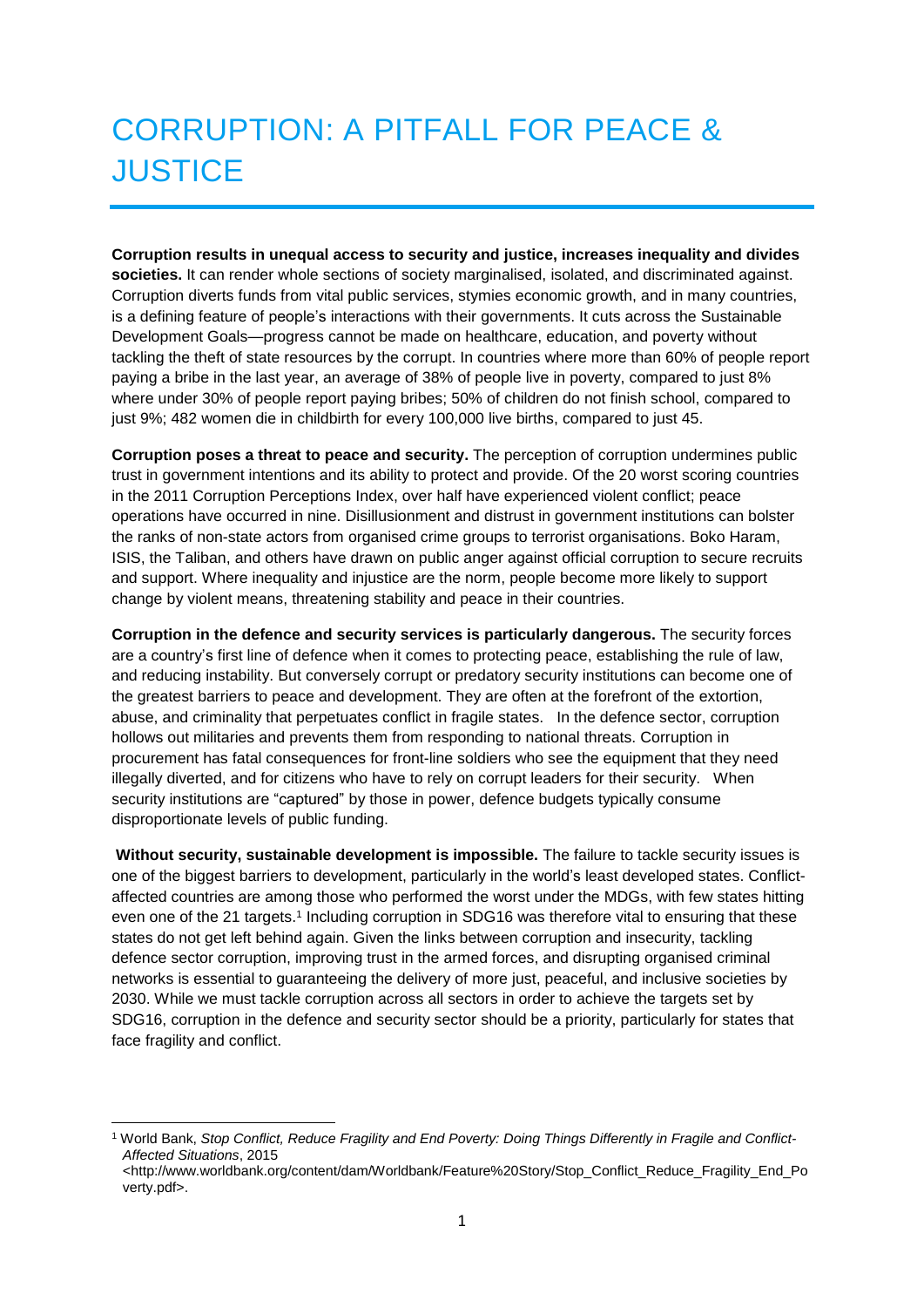# CORRUPTION: A PITFALL FOR PEACE & JUSTICE

**Corruption results in unequal access to security and justice, increases inequality and divides societies.** It can render whole sections of society marginalised, isolated, and discriminated against. Corruption diverts funds from vital public services, stymies economic growth, and in many countries, is a defining feature of people's interactions with their governments. It cuts across the Sustainable Development Goals—progress cannot be made on healthcare, education, and poverty without tackling the theft of state resources by the corrupt. In countries where more than 60% of people report paying a bribe in the last year, an average of 38% of people live in poverty, compared to just 8% where under 30% of people report paying bribes; 50% of children do not finish school, compared to just 9%; 482 women die in childbirth for every 100,000 live births, compared to just 45.

**Corruption poses a threat to peace and security.** The perception of corruption undermines public trust in government intentions and its ability to protect and provide. Of the 20 worst scoring countries in the 2011 Corruption Perceptions Index, over half have experienced violent conflict; peace operations have occurred in nine. Disillusionment and distrust in government institutions can bolster the ranks of non-state actors from organised crime groups to terrorist organisations. Boko Haram, ISIS, the Taliban, and others have drawn on public anger against official corruption to secure recruits and support. Where inequality and injustice are the norm, people become more likely to support change by violent means, threatening stability and peace in their countries.

**Corruption in the defence and security services is particularly dangerous.** The security forces are a country's first line of defence when it comes to protecting peace, establishing the rule of law, and reducing instability. But conversely corrupt or predatory security institutions can become one of the greatest barriers to peace and development. They are often at the forefront of the extortion, abuse, and criminality that perpetuates conflict in fragile states. In the defence sector, corruption hollows out militaries and prevents them from responding to national threats. Corruption in procurement has fatal consequences for front-line soldiers who see the equipment that they need illegally diverted, and for citizens who have to rely on corrupt leaders for their security. When security institutions are "captured" by those in power, defence budgets typically consume disproportionate levels of public funding.

**Without security, sustainable development is impossible.** The failure to tackle security issues is one of the biggest barriers to development, particularly in the world's least developed states. Conflict-affected countries are among those who performed the worst under the MDGs, with few states hitting even one of the 21 targets.[1] Including corruption in SDG16 was therefore vital to ensuring that these states do not get left behind again. Given the links between corruption and insecurity, tackling defence sector corruption, improving trust in the armed forces, and disrupting organised criminal networks is essential to guaranteeing the delivery of more just, peaceful, and inclusive societies by 2030. While we must tackle corruption across all sectors in order to achieve the targets set by SDG16, corruption in the defence and security sector should be a priority, particularly for states that face fragility and conflict.

---

[1] World Bank, *Stop Conflict, Reduce Fragility and End Poverty: Doing Things Differently in Fragile and Conflict-Affected Situations*, 2015 <http://www.worldbank.org/content/dam/Worldbank/Feature%20Story/Stop_Conflict_Reduce_Fragility_End_Poverty.pdf>.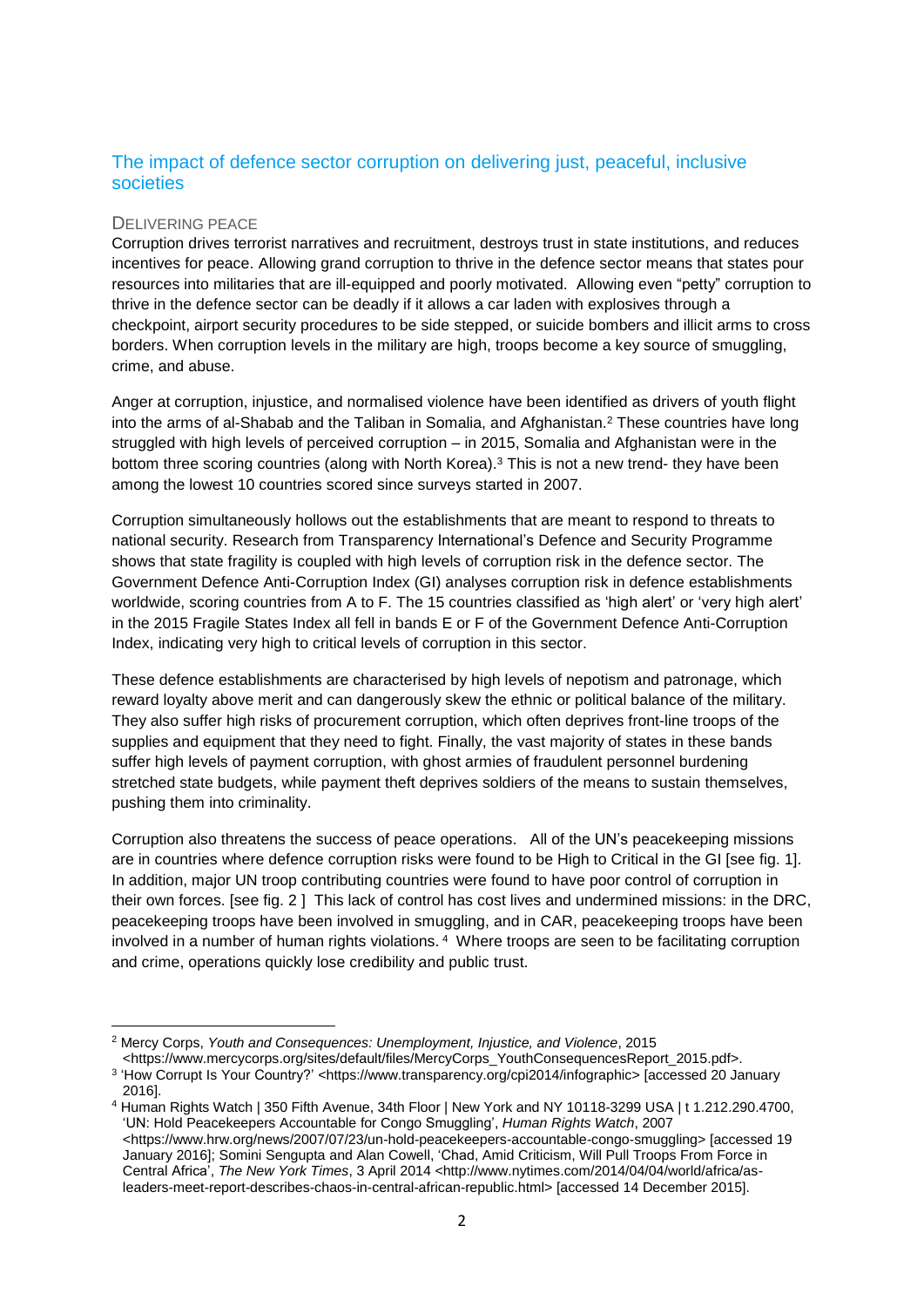## The impact of defence sector corruption on delivering just, peaceful, inclusive societies

### Delivering peace

Corruption drives terrorist narratives and recruitment, destroys trust in state institutions, and reduces incentives for peace. Allowing grand corruption to thrive in the defence sector means that states pour resources into militaries that are ill-equipped and poorly motivated. Allowing even "petty" corruption to thrive in the defence sector can be deadly if it allows a car laden with explosives through a checkpoint, airport security procedures to be side stepped, or suicide bombers and illicit arms to cross borders. When corruption levels in the military are high, troops become a key source of smuggling, crime, and abuse.

Anger at corruption, injustice, and normalised violence have been identified as drivers of youth flight into the arms of al-Shabab and the Taliban in Somalia, and Afghanistan.[2] These countries have long struggled with high levels of perceived corruption – in 2015, Somalia and Afghanistan were in the bottom three scoring countries (along with North Korea).[3] This is not a new trend- they have been among the lowest 10 countries scored since surveys started in 2007.

Corruption simultaneously hollows out the establishments that are meant to respond to threats to national security. Research from Transparency International's Defence and Security Programme shows that state fragility is coupled with high levels of corruption risk in the defence sector. The Government Defence Anti-Corruption Index (GI) analyses corruption risk in defence establishments worldwide, scoring countries from A to F. The 15 countries classified as 'high alert' or 'very high alert' in the 2015 Fragile States Index all fell in bands E or F of the Government Defence Anti-Corruption Index, indicating very high to critical levels of corruption in this sector.

These defence establishments are characterised by high levels of nepotism and patronage, which reward loyalty above merit and can dangerously skew the ethnic or political balance of the military. They also suffer high risks of procurement corruption, which often deprives front-line troops of the supplies and equipment that they need to fight. Finally, the vast majority of states in these bands suffer high levels of payment corruption, with ghost armies of fraudulent personnel burdening stretched state budgets, while payment theft deprives soldiers of the means to sustain themselves, pushing them into criminality.

Corruption also threatens the success of peace operations. All of the UN's peacekeeping missions are in countries where defence corruption risks were found to be High to Critical in the GI [see fig. 1]. In addition, major UN troop contributing countries were found to have poor control of corruption in their own forces. [see fig. 2 ] This lack of control has cost lives and undermined missions: in the DRC, peacekeeping troops have been involved in smuggling, and in CAR, peacekeeping troops have been involved in a number of human rights violations.[4] Where troops are seen to be facilitating corruption and crime, operations quickly lose credibility and public trust.

---

[2] Mercy Corps, *Youth and Consequences: Unemployment, Injustice, and Violence*, 2015 <https://www.mercycorps.org/sites/default/files/MercyCorps_YouthConsequencesReport_2015.pdf>.

[3] 'How Corrupt Is Your Country?' <https://www.transparency.org/cpi2014/infographic> [accessed 20 January 2016].

[4] Human Rights Watch | 350 Fifth Avenue, 34th Floor | New York and NY 10118-3299 USA | t 1.212.290.4700, 'UN: Hold Peacekeepers Accountable for Congo Smuggling', *Human Rights Watch*, 2007 <https://www.hrw.org/news/2007/07/23/un-hold-peacekeepers-accountable-congo-smuggling> [accessed 19 January 2016]; Somini Sengupta and Alan Cowell, 'Chad, Amid Criticism, Will Pull Troops From Force in Central Africa', *The New York Times*, 3 April 2014 <http://www.nytimes.com/2014/04/04/world/africa/as-leaders-meet-report-describes-chaos-in-central-african-republic.html> [accessed 14 December 2015].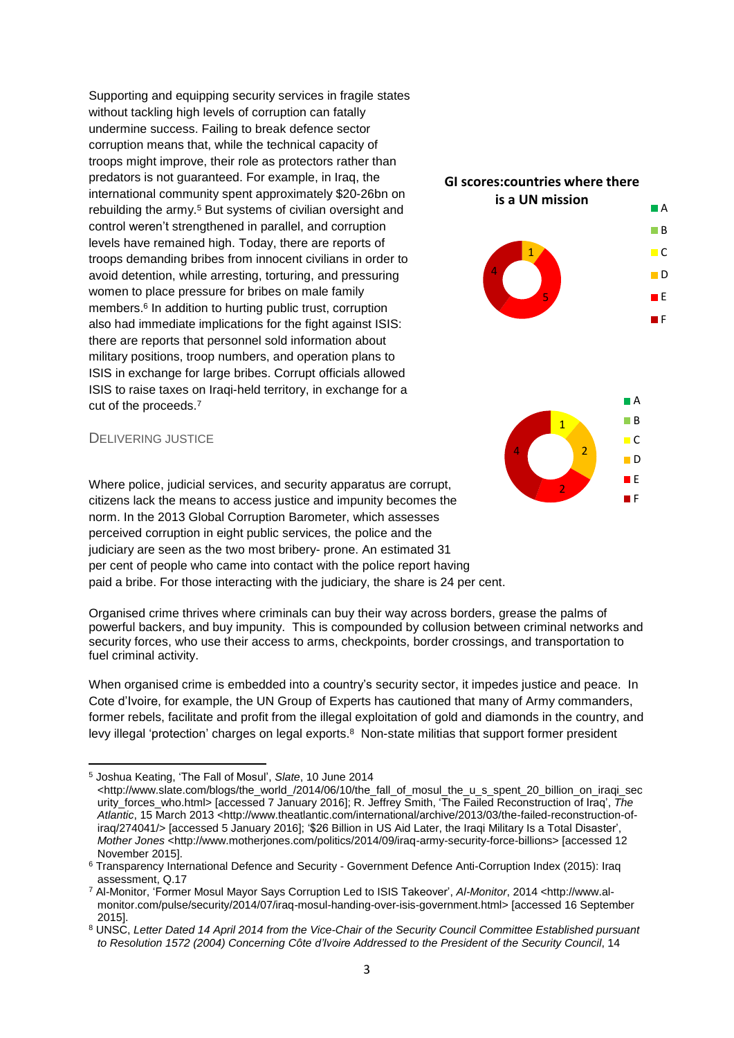Supporting and equipping security services in fragile states without tackling high levels of corruption can fatally undermine success. Failing to break defence sector corruption means that, while the technical capacity of troops might improve, their role as protectors rather than predators is not guaranteed. For example, in Iraq, the international community spent approximately $20-26bn on rebuilding the army.[5] But systems of civilian oversight and control weren't strengthened in parallel, and corruption levels have remained high. Today, there are reports of troops demanding bribes from innocent civilians in order to avoid detention, while arresting, torturing, and pressuring women to place pressure for bribes on male family members.[6] In addition to hurting public trust, corruption also had immediate implications for the fight against ISIS: there are reports that personnel sold information about military positions, troop numbers, and operation plans to ISIS in exchange for large bribes. Corrupt officials allowed ISIS to raise taxes on Iraqi-held territory, in exchange for a cut of the proceeds.[7]

**GI scores:countries where there is a UN mission**

| Grade | Count |
|---|---|
| A | |
| B | |
| C | |
| D | 1 |
| E | 5 |
| F | 4 |

| Grade | Count |
|---|---|
| A | |
| B | |
| C | 1 |
| D | 2 |
| E | 2 |
| F | 4 |

## Delivering Justice

Where police, judicial services, and security apparatus are corrupt, citizens lack the means to access justice and impunity becomes the norm. In the 2013 Global Corruption Barometer, which assesses perceived corruption in eight public services, the police and the judiciary are seen as the two most bribery- prone. An estimated 31 per cent of people who came into contact with the police report having paid a bribe. For those interacting with the judiciary, the share is 24 per cent.

Organised crime thrives where criminals can buy their way across borders, grease the palms of powerful backers, and buy impunity. This is compounded by collusion between criminal networks and security forces, who use their access to arms, checkpoints, border crossings, and transportation to fuel criminal activity.

When organised crime is embedded into a country's security sector, it impedes justice and peace. In Cote d'Ivoire, for example, the UN Group of Experts has cautioned that many of Army commanders, former rebels, facilitate and profit from the illegal exploitation of gold and diamonds in the country, and levy illegal 'protection' charges on legal exports.[8] Non-state militias that support former president

---

[5] Joshua Keating, 'The Fall of Mosul', *Slate*, 10 June 2014 <http://www.slate.com/blogs/the_world_/2014/06/10/the_fall_of_mosul_the_u_s_spent_20_billion_on_iraqi_security_forces_who.html> [accessed 7 January 2016]; R. Jeffrey Smith, 'The Failed Reconstruction of Iraq', *The Atlantic*, 15 March 2013 <http://www.theatlantic.com/international/archive/2013/03/the-failed-reconstruction-of-iraq/274041/> [accessed 5 January 2016]; '$26 Billion in US Aid Later, the Iraqi Military Is a Total Disaster', *Mother Jones* <http://www.motherjones.com/politics/2014/09/iraq-army-security-force-billions> [accessed 12 November 2015].

[6] Transparency International Defence and Security - Government Defence Anti-Corruption Index (2015): Iraq assessment, Q.17

[7] Al-Monitor, 'Former Mosul Mayor Says Corruption Led to ISIS Takeover', *Al-Monitor*, 2014 <http://www.al-monitor.com/pulse/security/2014/07/iraq-mosul-handing-over-isis-government.html> [accessed 16 September 2015].

[8] UNSC, *Letter Dated 14 April 2014 from the Vice-Chair of the Security Council Committee Established pursuant to Resolution 1572 (2004) Concerning Côte d'Ivoire Addressed to the President of the Security Council*, 14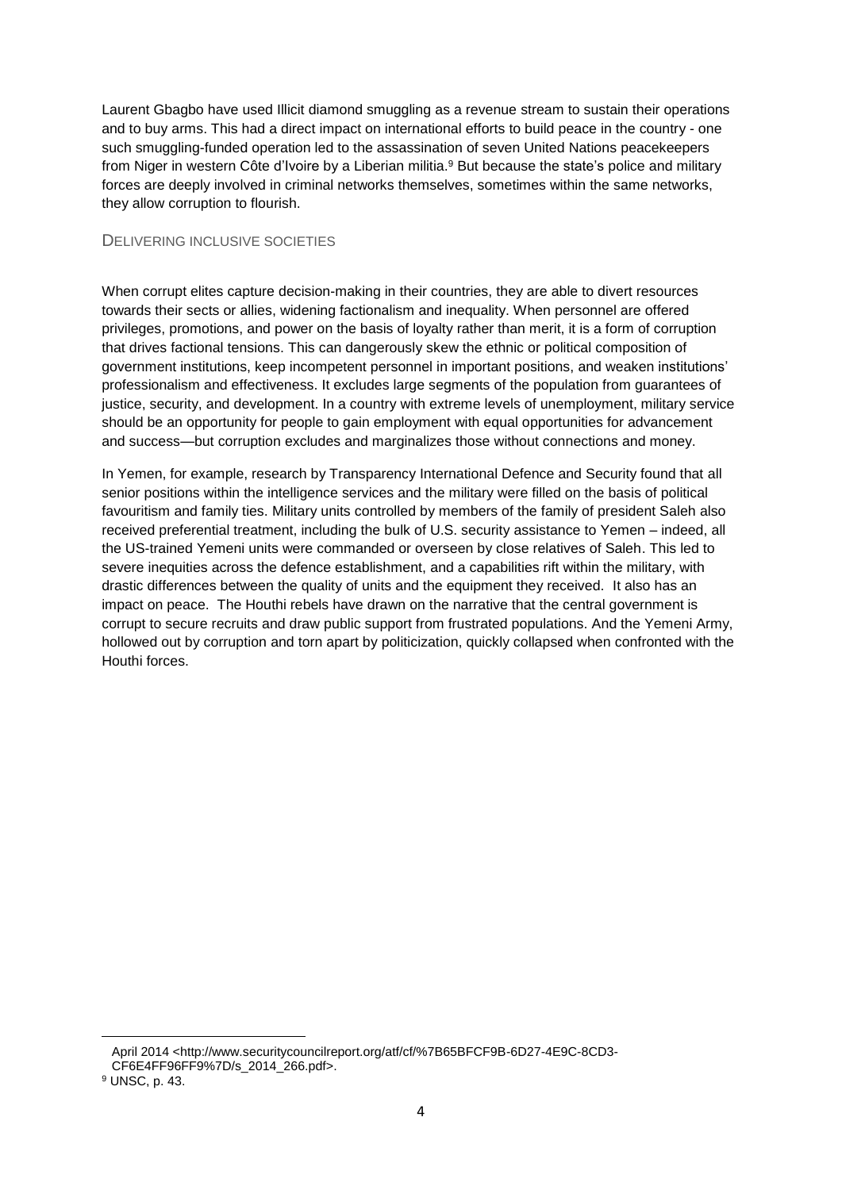Laurent Gbagbo have used Illicit diamond smuggling as a revenue stream to sustain their operations and to buy arms. This had a direct impact on international efforts to build peace in the country - one such smuggling-funded operation led to the assassination of seven United Nations peacekeepers from Niger in western Côte d'Ivoire by a Liberian militia.[9] But because the state's police and military forces are deeply involved in criminal networks themselves, sometimes within the same networks, they allow corruption to flourish.

## Delivering inclusive societies

When corrupt elites capture decision-making in their countries, they are able to divert resources towards their sects or allies, widening factionalism and inequality. When personnel are offered privileges, promotions, and power on the basis of loyalty rather than merit, it is a form of corruption that drives factional tensions. This can dangerously skew the ethnic or political composition of government institutions, keep incompetent personnel in important positions, and weaken institutions' professionalism and effectiveness. It excludes large segments of the population from guarantees of justice, security, and development. In a country with extreme levels of unemployment, military service should be an opportunity for people to gain employment with equal opportunities for advancement and success—but corruption excludes and marginalizes those without connections and money.

In Yemen, for example, research by Transparency International Defence and Security found that all senior positions within the intelligence services and the military were filled on the basis of political favouritism and family ties. Military units controlled by members of the family of president Saleh also received preferential treatment, including the bulk of U.S. security assistance to Yemen – indeed, all the US-trained Yemeni units were commanded or overseen by close relatives of Saleh. This led to severe inequities across the defence establishment, and a capabilities rift within the military, with drastic differences between the quality of units and the equipment they received. It also has an impact on peace. The Houthi rebels have drawn on the narrative that the central government is corrupt to secure recruits and draw public support from frustrated populations. And the Yemeni Army, hollowed out by corruption and torn apart by politicization, quickly collapsed when confronted with the Houthi forces.

---

April 2014 <http://www.securitycouncilreport.org/atf/cf/%7B65BFCF9B-6D27-4E9C-8CD3-CF6E4FF96FF9%7D/s_2014_266.pdf>.

[9] UNSC, p. 43.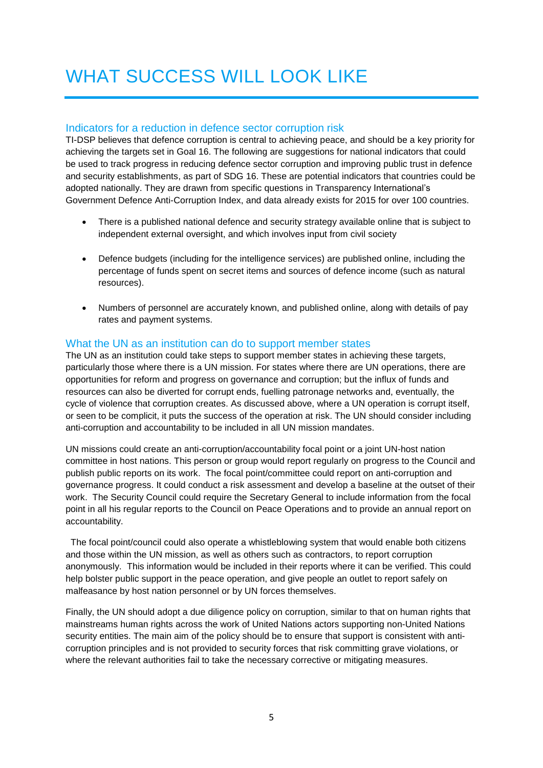# WHAT SUCCESS WILL LOOK LIKE

## Indicators for a reduction in defence sector corruption risk

TI-DSP believes that defence corruption is central to achieving peace, and should be a key priority for achieving the targets set in Goal 16. The following are suggestions for national indicators that could be used to track progress in reducing defence sector corruption and improving public trust in defence and security establishments, as part of SDG 16. These are potential indicators that countries could be adopted nationally. They are drawn from specific questions in Transparency International's Government Defence Anti-Corruption Index, and data already exists for 2015 for over 100 countries.

- There is a published national defence and security strategy available online that is subject to independent external oversight, and which involves input from civil society
- Defence budgets (including for the intelligence services) are published online, including the percentage of funds spent on secret items and sources of defence income (such as natural resources).
- Numbers of personnel are accurately known, and published online, along with details of pay rates and payment systems.

## What the UN as an institution can do to support member states

The UN as an institution could take steps to support member states in achieving these targets, particularly those where there is a UN mission. For states where there are UN operations, there are opportunities for reform and progress on governance and corruption; but the influx of funds and resources can also be diverted for corrupt ends, fuelling patronage networks and, eventually, the cycle of violence that corruption creates. As discussed above, where a UN operation is corrupt itself, or seen to be complicit, it puts the success of the operation at risk. The UN should consider including anti-corruption and accountability to be included in all UN mission mandates.

UN missions could create an anti-corruption/accountability focal point or a joint UN-host nation committee in host nations. This person or group would report regularly on progress to the Council and publish public reports on its work. The focal point/committee could report on anti-corruption and governance progress. It could conduct a risk assessment and develop a baseline at the outset of their work. The Security Council could require the Secretary General to include information from the focal point in all his regular reports to the Council on Peace Operations and to provide an annual report on accountability.

The focal point/council could also operate a whistleblowing system that would enable both citizens and those within the UN mission, as well as others such as contractors, to report corruption anonymously. This information would be included in their reports where it can be verified. This could help bolster public support in the peace operation, and give people an outlet to report safely on malfeasance by host nation personnel or by UN forces themselves.

Finally, the UN should adopt a due diligence policy on corruption, similar to that on human rights that mainstreams human rights across the work of United Nations actors supporting non-United Nations security entities. The main aim of the policy should be to ensure that support is consistent with anti-corruption principles and is not provided to security forces that risk committing grave violations, or where the relevant authorities fail to take the necessary corrective or mitigating measures.